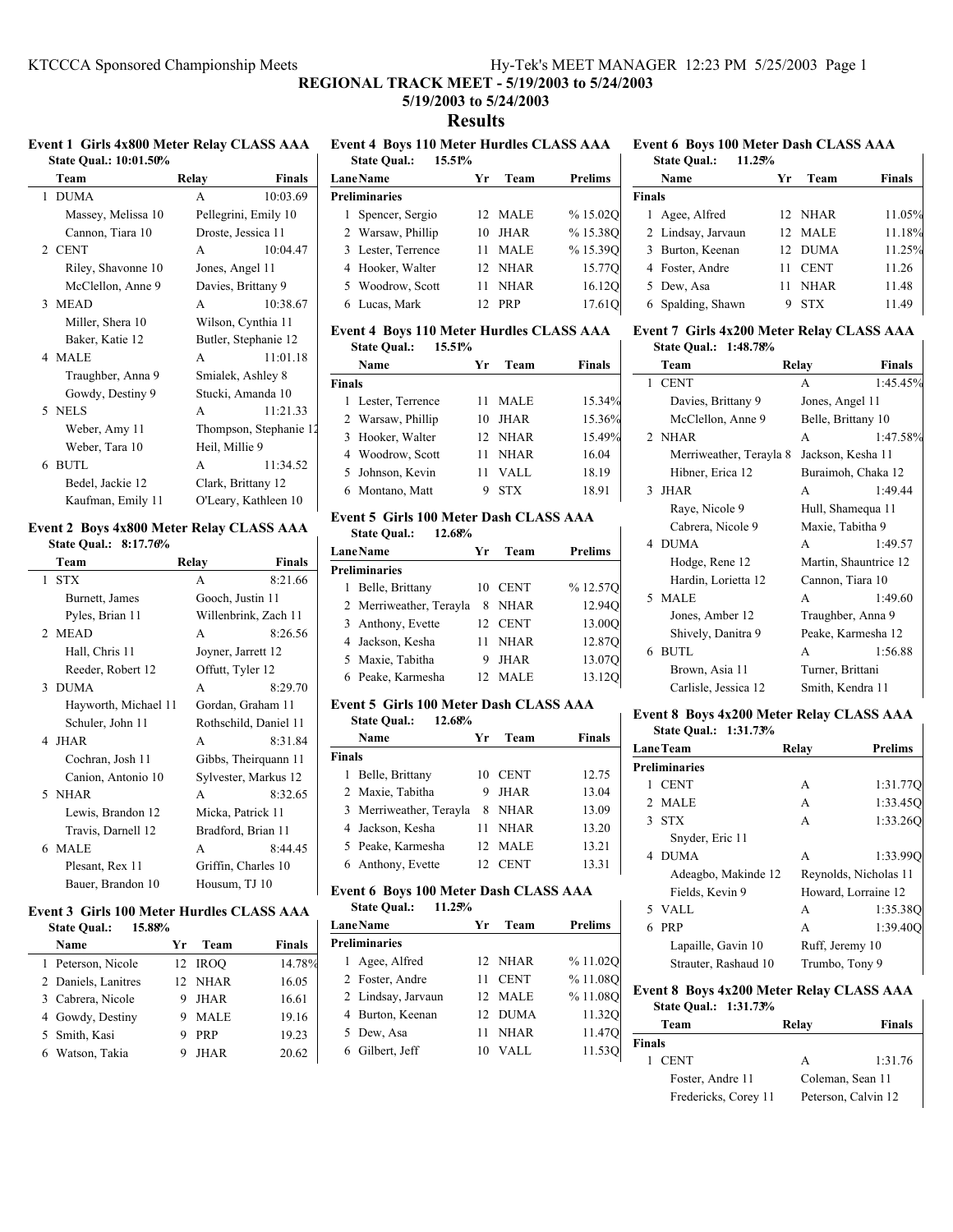# REGIONAL TRACK MEET - 5/19/2003 to 5/24/2003

**5/19/2003 to 5/24/2003**

## Results

### Event 1 Girls 4x800 Meter Relay CLASS AAA

State Qual.: 10:01.50%

| | Team | Relay | Finals |
|---|---|---|---|
| 1 | DUMA | A | 10:03.69 |
| | Massey, Melissa 10 | Pellegrini, Emily 10 | |
| | Cannon, Tiara 10 | Droste, Jessica 11 | |
| 2 | CENT | A | 10:04.47 |
| | Riley, Shavonne 10 | Jones, Angel 11 | |
| | McClellon, Anne 9 | Davies, Brittany 9 | |
| 3 | MEAD | A | 10:38.67 |
| | Miller, Shera 10 | Wilson, Cynthia 11 | |
| | Baker, Katie 12 | Butler, Stephanie 12 | |
| 4 | MALE | A | 11:01.18 |
| | Traughber, Anna 9 | Smialek, Ashley 8 | |
| | Gowdy, Destiny 9 | Stucki, Amanda 10 | |
| 5 | NELS | A | 11:21.33 |
| | Weber, Amy 11 | Thompson, Stephanie 12 | |
| | Weber, Tara 10 | Heil, Millie 9 | |
| 6 | BUTL | A | 11:34.52 |
| | Bedel, Jackie 12 | Clark, Brittany 12 | |
| | Kaufman, Emily 11 | O'Leary, Kathleen 10 | |

### Event 2 Boys 4x800 Meter Relay CLASS AAA

State Qual.: 8:17.76%

| | Team | Relay | Finals |
|---|---|---|---|
| 1 | STX | A | 8:21.66 |
| | Burnett, James | Gooch, Justin 11 | |
| | Pyles, Brian 11 | Willenbrink, Zach 11 | |
| 2 | MEAD | A | 8:26.56 |
| | Hall, Chris 11 | Joyner, Jarrett 12 | |
| | Reeder, Robert 12 | Offutt, Tyler 12 | |
| 3 | DUMA | A | 8:29.70 |
| | Hayworth, Michael 11 | Gordan, Graham 11 | |
| | Schuler, John 11 | Rothschild, Daniel 11 | |
| 4 | JHAR | A | 8:31.84 |
| | Cochran, Josh 11 | Gibbs, Theirquann 11 | |
| | Canion, Antonio 10 | Sylvester, Markus 12 | |
| 5 | NHAR | A | 8:32.65 |
| | Lewis, Brandon 12 | Micka, Patrick 11 | |
| | Travis, Darnell 12 | Bradford, Brian 11 | |
| 6 | MALE | A | 8:44.45 |
| | Plesant, Rex 11 | Griffin, Charles 10 | |
| | Bauer, Brandon 10 | Housum, TJ 10 | |

### Event 3 Girls 100 Meter Hurdles CLASS AAA

State Qual.: 15.88%

| | Name | Yr | Team | Finals |
|---|---|---|---|---|
| 1 | Peterson, Nicole | 12 | IROQ | 14.78% |
| 2 | Daniels, Lanitres | 12 | NHAR | 16.05 |
| 3 | Cabrera, Nicole | 9 | JHAR | 16.61 |
| 4 | Gowdy, Destiny | 9 | MALE | 19.16 |
| 5 | Smith, Kasi | 9 | PRP | 19.23 |
| 6 | Watson, Takia | 9 | JHAR | 20.62 |

### Event 4 Boys 110 Meter Hurdles CLASS AAA

State Qual.: 15.51%

| Lane | Name | Yr | Team | Prelims |
|---|---|---|---|---|
| **Preliminaries** | | | | |
| 1 | Spencer, Sergio | 12 | MALE | % 15.02Q |
| 2 | Warsaw, Phillip | 10 | JHAR | % 15.38Q |
| 3 | Lester, Terrence | 11 | MALE | % 15.39Q |
| 4 | Hooker, Walter | 12 | NHAR | 15.77Q |
| 5 | Woodrow, Scott | 11 | NHAR | 16.12Q |
| 6 | Lucas, Mark | 12 | PRP | 17.61Q |

### Event 4 Boys 110 Meter Hurdles CLASS AAA

State Qual.: 15.51%

| | Name | Yr | Team | Finals |
|---|---|---|---|---|
| **Finals** | | | | |
| 1 | Lester, Terrence | 11 | MALE | 15.34% |
| 2 | Warsaw, Phillip | 10 | JHAR | 15.36% |
| 3 | Hooker, Walter | 12 | NHAR | 15.49% |
| 4 | Woodrow, Scott | 11 | NHAR | 16.04 |
| 5 | Johnson, Kevin | 11 | VALL | 18.19 |
| 6 | Montano, Matt | 9 | STX | 18.91 |

### Event 5 Girls 100 Meter Dash CLASS AAA

State Qual.: 12.68%

| Lane | Name | Yr | Team | Prelims |
|---|---|---|---|---|
| **Preliminaries** | | | | |
| 1 | Belle, Brittany | 10 | CENT | % 12.57Q |
| 2 | Merriweather, Terayla | 8 | NHAR | 12.94Q |
| 3 | Anthony, Evette | 12 | CENT | 13.00Q |
| 4 | Jackson, Kesha | 11 | NHAR | 12.87Q |
| 5 | Maxie, Tabitha | 9 | JHAR | 13.07Q |
| 6 | Peake, Karmesha | 12 | MALE | 13.12Q |

### Event 5 Girls 100 Meter Dash CLASS AAA

State Qual.: 12.68%

| | Name | Yr | Team | Finals |
|---|---|---|---|---|
| **Finals** | | | | |
| 1 | Belle, Brittany | 10 | CENT | 12.75 |
| 2 | Maxie, Tabitha | 9 | JHAR | 13.04 |
| 3 | Merriweather, Terayla | 8 | NHAR | 13.09 |
| 4 | Jackson, Kesha | 11 | NHAR | 13.20 |
| 5 | Peake, Karmesha | 12 | MALE | 13.21 |
| 6 | Anthony, Evette | 12 | CENT | 13.31 |

### Event 6 Boys 100 Meter Dash CLASS AAA

State Qual.: 11.25%

| Lane | Name | Yr | Team | Prelims |
|---|---|---|---|---|
| **Preliminaries** | | | | |
| 1 | Agee, Alfred | 12 | NHAR | % 11.02Q |
| 2 | Foster, Andre | 11 | CENT | % 11.08Q |
| 2 | Lindsay, Jarvaun | 12 | MALE | % 11.08Q |
| 4 | Burton, Keenan | 12 | DUMA | 11.32Q |
| 5 | Dew, Asa | 11 | NHAR | 11.47Q |
| 6 | Gilbert, Jeff | 10 | VALL | 11.53Q |

### Event 6 Boys 100 Meter Dash CLASS AAA

State Qual.: 11.25%

| | Name | Yr | Team | Finals |
|---|---|---|---|---|
| **Finals** | | | | |
| 1 | Agee, Alfred | 12 | NHAR | 11.05% |
| 2 | Lindsay, Jarvaun | 12 | MALE | 11.18% |
| 3 | Burton, Keenan | 12 | DUMA | 11.25% |
| 4 | Foster, Andre | 11 | CENT | 11.26 |
| 5 | Dew, Asa | 11 | NHAR | 11.48 |
| 6 | Spalding, Shawn | 9 | STX | 11.49 |

### Event 7 Girls 4x200 Meter Relay CLASS AAA

State Qual.: 1:48.78%

| | Team | Relay | Finals |
|---|---|---|---|
| 1 | CENT | A | 1:45.45% |
| | Davies, Brittany 9 | Jones, Angel 11 | |
| | McClellon, Anne 9 | Belle, Brittany 10 | |
| 2 | NHAR | A | 1:47.58% |
| | Merriweather, Terayla 8 | Jackson, Kesha 11 | |
| | Hibner, Erica 12 | Buraimoh, Chaka 12 | |
| 3 | JHAR | A | 1:49.44 |
| | Raye, Nicole 9 | Hull, Shamequa 11 | |
| | Cabrera, Nicole 9 | Maxie, Tabitha 9 | |
| 4 | DUMA | A | 1:49.57 |
| | Hodge, Rene 12 | Martin, Shauntrice 12 | |
| | Hardin, Lorietta 12 | Cannon, Tiara 10 | |
| 5 | MALE | A | 1:49.60 |
| | Jones, Amber 12 | Traughber, Anna 9 | |
| | Shively, Danitra 9 | Peake, Karmesha 12 | |
| 6 | BUTL | A | 1:56.88 |
| | Brown, Asia 11 | Turner, Brittani | |
| | Carlisle, Jessica 12 | Smith, Kendra 11 | |

### Event 8 Boys 4x200 Meter Relay CLASS AAA

State Qual.: 1:31.73%

| Lane | Team | Relay | Prelims |
|---|---|---|---|
| **Preliminaries** | | | |
| 1 | CENT | A | 1:31.77Q |
| 2 | MALE | A | 1:33.45Q |
| 3 | STX | A | 1:33.26Q |
| | Snyder, Eric 11 | | |
| 4 | DUMA | A | 1:33.99Q |
| | Adeagbo, Makinde 12 | Reynolds, Nicholas 11 | |
| | Fields, Kevin 9 | Howard, Lorraine 12 | |
| 5 | VALL | A | 1:35.38Q |
| 6 | PRP | A | 1:39.40Q |
| | Lapaille, Gavin 10 | Ruff, Jeremy 10 | |
| | Strauter, Rashaud 10 | Trumbo, Tony 9 | |

### Event 8 Boys 4x200 Meter Relay CLASS AAA

State Qual.: 1:31.73%

| | Team | Relay | Finals |
|---|---|---|---|
| **Finals** | | | |
| 1 | CENT | A | 1:31.76 |
| | Foster, Andre 11 | Coleman, Sean 11 | |
| | Fredericks, Corey 11 | Peterson, Calvin 12 | |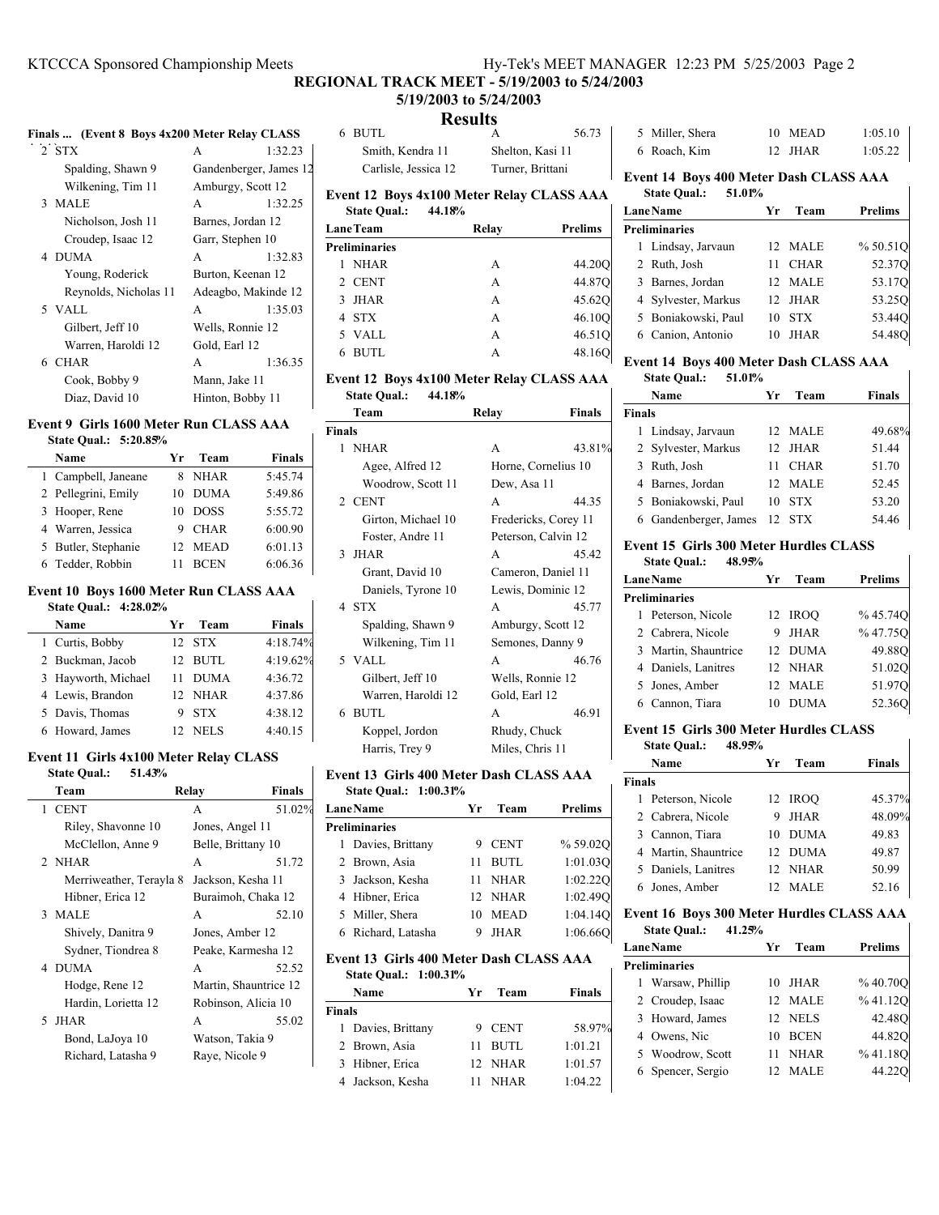# REGIONAL TRACK MEET - 5/19/2003 to 5/24/2003

5/19/2003 to 5/24/2003

## Results

### Finals ... (Event 8 Boys 4x200 Meter Relay CLASS

| | Team | Relay | Finals |
|---|---|---|---|
| 2 | STX | A | 1:32.23 |
| | Spalding, Shawn 9 | Gandenberger, James 12 | |
| | Wilkening, Tim 11 | Amburgy, Scott 12 | |
| 3 | MALE | A | 1:32.25 |
| | Nicholson, Josh 11 | Barnes, Jordan 12 | |
| | Croudep, Isaac 12 | Garr, Stephen 10 | |
| 4 | DUMA | A | 1:32.83 |
| | Young, Roderick | Burton, Keenan 12 | |
| | Reynolds, Nicholas 11 | Adeagbo, Makinde 12 | |
| 5 | VALL | A | 1:35.03 |
| | Gilbert, Jeff 10 | Wells, Ronnie 12 | |
| | Warren, Haroldi 12 | Gold, Earl 12 | |
| 6 | CHAR | A | 1:36.35 |
| | Cook, Bobby 9 | Mann, Jake 11 | |
| | Diaz, David 10 | Hinton, Bobby 11 | |

### Event 9 Girls 1600 Meter Run CLASS AAA

State Qual.: 5:20.85%

| | Name | Yr | Team | Finals |
|---|---|---|---|---|
| 1 | Campbell, Janeane | 8 | NHAR | 5:45.74 |
| 2 | Pellegrini, Emily | 10 | DUMA | 5:49.86 |
| 3 | Hooper, Rene | 10 | DOSS | 5:55.72 |
| 4 | Warren, Jessica | 9 | CHAR | 6:00.90 |
| 5 | Butler, Stephanie | 12 | MEAD | 6:01.13 |
| 6 | Tedder, Robbin | 11 | BCEN | 6:06.36 |

### Event 10 Boys 1600 Meter Run CLASS AAA

State Qual.: 4:28.02%

| | Name | Yr | Team | Finals |
|---|---|---|---|---|
| 1 | Curtis, Bobby | 12 | STX | 4:18.74% |
| 2 | Buckman, Jacob | 12 | BUTL | 4:19.62% |
| 3 | Hayworth, Michael | 11 | DUMA | 4:36.72 |
| 4 | Lewis, Brandon | 12 | NHAR | 4:37.86 |
| 5 | Davis, Thomas | 9 | STX | 4:38.12 |
| 6 | Howard, James | 12 | NELS | 4:40.15 |

### Event 11 Girls 4x100 Meter Relay CLASS

State Qual.: 51.43%

| | Team | Relay | Finals |
|---|---|---|---|
| 1 | CENT | A | 51.02% |
| | Riley, Shavonne 10 | Jones, Angel 11 | |
| | McClellon, Anne 9 | Belle, Brittany 10 | |
| 2 | NHAR | A | 51.72 |
| | Merriweather, Terayla 8 | Jackson, Kesha 11 | |
| | Hibner, Erica 12 | Buraimoh, Chaka 12 | |
| 3 | MALE | A | 52.10 |
| | Shively, Danitra 9 | Jones, Amber 12 | |
| | Sydner, Tiondrea 8 | Peake, Karmesha 12 | |
| 4 | DUMA | A | 52.52 |
| | Hodge, Rene 12 | Martin, Shauntrice 12 | |
| | Hardin, Lorietta 12 | Robinson, Alicia 10 | |
| 5 | JHAR | A | 55.02 |
| | Bond, LaJoya 10 | Watson, Takia 9 | |
| | Richard, Latasha 9 | Raye, Nicole 9 | |
| 6 | BUTL | A | 56.73 |
| | Smith, Kendra 11 | Shelton, Kasi 11 | |
| | Carlisle, Jessica 12 | Turner, Brittani | |

### Event 12 Boys 4x100 Meter Relay CLASS AAA

State Qual.: 44.18%

| Lane | Team | Relay | Prelims |
|---|---|---|---|
| **Preliminaries** | | | |
| 1 | NHAR | A | 44.20Q |
| 2 | CENT | A | 44.87Q |
| 3 | JHAR | A | 45.62Q |
| 4 | STX | A | 46.10Q |
| 5 | VALL | A | 46.51Q |
| 6 | BUTL | A | 48.16Q |

### Event 12 Boys 4x100 Meter Relay CLASS AAA

State Qual.: 44.18%

| | Team | Relay | Finals |
|---|---|---|---|
| **Finals** | | | |
| 1 | NHAR | A | 43.81% |
| | Agee, Alfred 12 | Horne, Cornelius 10 | |
| | Woodrow, Scott 11 | Dew, Asa 11 | |
| 2 | CENT | A | 44.35 |
| | Girton, Michael 10 | Fredericks, Corey 11 | |
| | Foster, Andre 11 | Peterson, Calvin 12 | |
| 3 | JHAR | A | 45.42 |
| | Grant, David 10 | Cameron, Daniel 11 | |
| | Daniels, Tyrone 10 | Lewis, Dominic 12 | |
| 4 | STX | A | 45.77 |
| | Spalding, Shawn 9 | Amburgy, Scott 12 | |
| | Wilkening, Tim 11 | Semones, Danny 9 | |
| 5 | VALL | A | 46.76 |
| | Gilbert, Jeff 10 | Wells, Ronnie 12 | |
| | Warren, Haroldi 12 | Gold, Earl 12 | |
| 6 | BUTL | A | 46.91 |
| | Koppel, Jordon | Rhudy, Chuck | |
| | Harris, Trey 9 | Miles, Chris 11 | |

### Event 13 Girls 400 Meter Dash CLASS AAA

State Qual.: 1:00.31%

| Lane | Name | Yr | Team | Prelims |
|---|---|---|---|---|
| **Preliminaries** | | | | |
| 1 | Davies, Brittany | 9 | CENT | % 59.02Q |
| 2 | Brown, Asia | 11 | BUTL | 1:01.03Q |
| 3 | Jackson, Kesha | 11 | NHAR | 1:02.22Q |
| 4 | Hibner, Erica | 12 | NHAR | 1:02.49Q |
| 5 | Miller, Shera | 10 | MEAD | 1:04.14Q |
| 6 | Richard, Latasha | 9 | JHAR | 1:06.66Q |

### Event 13 Girls 400 Meter Dash CLASS AAA

State Qual.: 1:00.31%

| | Name | Yr | Team | Finals |
|---|---|---|---|---|
| **Finals** | | | | |
| 1 | Davies, Brittany | 9 | CENT | 58.97% |
| 2 | Brown, Asia | 11 | BUTL | 1:01.21 |
| 3 | Hibner, Erica | 12 | NHAR | 1:01.57 |
| 4 | Jackson, Kesha | 11 | NHAR | 1:04.22 |
| 5 | Miller, Shera | 10 | MEAD | 1:05.10 |
| 6 | Roach, Kim | 12 | JHAR | 1:05.22 |

### Event 14 Boys 400 Meter Dash CLASS AAA

State Qual.: 51.01%

| Lane | Name | Yr | Team | Prelims |
|---|---|---|---|---|
| **Preliminaries** | | | | |
| 1 | Lindsay, Jarvaun | 12 | MALE | % 50.51Q |
| 2 | Ruth, Josh | 11 | CHAR | 52.37Q |
| 3 | Barnes, Jordan | 12 | MALE | 53.17Q |
| 4 | Sylvester, Markus | 12 | JHAR | 53.25Q |
| 5 | Boniakowski, Paul | 10 | STX | 53.44Q |
| 6 | Canion, Antonio | 10 | JHAR | 54.48Q |

### Event 14 Boys 400 Meter Dash CLASS AAA

State Qual.: 51.01%

| | Name | Yr | Team | Finals |
|---|---|---|---|---|
| **Finals** | | | | |
| 1 | Lindsay, Jarvaun | 12 | MALE | 49.68% |
| 2 | Sylvester, Markus | 12 | JHAR | 51.44 |
| 3 | Ruth, Josh | 11 | CHAR | 51.70 |
| 4 | Barnes, Jordan | 12 | MALE | 52.45 |
| 5 | Boniakowski, Paul | 10 | STX | 53.20 |
| 6 | Gandenberger, James | 12 | STX | 54.46 |

### Event 15 Girls 300 Meter Hurdles CLASS

State Qual.: 48.95%

| Lane | Name | Yr | Team | Prelims |
|---|---|---|---|---|
| **Preliminaries** | | | | |
| 1 | Peterson, Nicole | 12 | IROQ | % 45.74Q |
| 2 | Cabrera, Nicole | 9 | JHAR | % 47.75Q |
| 3 | Martin, Shauntrice | 12 | DUMA | 49.88Q |
| 4 | Daniels, Lanitres | 12 | NHAR | 51.02Q |
| 5 | Jones, Amber | 12 | MALE | 51.97Q |
| 6 | Cannon, Tiara | 10 | DUMA | 52.36Q |

### Event 15 Girls 300 Meter Hurdles CLASS

State Qual.: 48.95%

| | Name | Yr | Team | Finals |
|---|---|---|---|---|
| **Finals** | | | | |
| 1 | Peterson, Nicole | 12 | IROQ | 45.37% |
| 2 | Cabrera, Nicole | 9 | JHAR | 48.09% |
| 3 | Cannon, Tiara | 10 | DUMA | 49.83 |
| 4 | Martin, Shauntrice | 12 | DUMA | 49.87 |
| 5 | Daniels, Lanitres | 12 | NHAR | 50.99 |
| 6 | Jones, Amber | 12 | MALE | 52.16 |

### Event 16 Boys 300 Meter Hurdles CLASS AAA

State Qual.: 41.25%

| Lane | Name | Yr | Team | Prelims |
|---|---|---|---|---|
| **Preliminaries** | | | | |
| 1 | Warsaw, Phillip | 10 | JHAR | % 40.70Q |
| 2 | Croudep, Isaac | 12 | MALE | % 41.12Q |
| 3 | Howard, James | 12 | NELS | 42.48Q |
| 4 | Owens, Nic | 10 | BCEN | 44.82Q |
| 5 | Woodrow, Scott | 11 | NHAR | % 41.18Q |
| 6 | Spencer, Sergio | 12 | MALE | 44.22Q |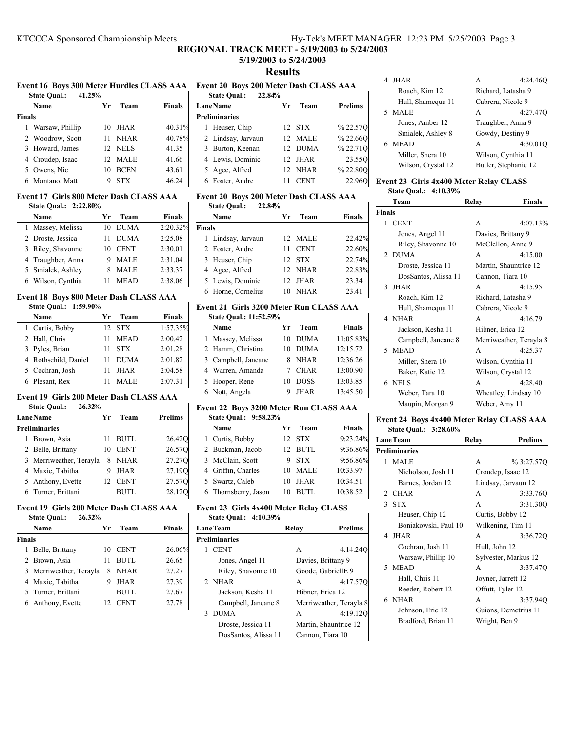## REGIONAL TRACK MEET - 5/19/2003 to 5/24/2003

5/19/2003 to 5/24/2003

## Results

### Event 16 Boys 300 Meter Hurdles CLASS AAA

State Qual.: 41.25%

| | Name | Yr | Team | Finals |
|---|---|---|---|---|
| **Finals** | | | | |
| 1 | Warsaw, Phillip | 10 | JHAR | 40.31% |
| 2 | Woodrow, Scott | 11 | NHAR | 40.78% |
| 3 | Howard, James | 12 | NELS | 41.35 |
| 4 | Croudep, Isaac | 12 | MALE | 41.66 |
| 5 | Owens, Nic | 10 | BCEN | 43.61 |
| 6 | Montano, Matt | 9 | STX | 46.24 |

### Event 17 Girls 800 Meter Dash CLASS AAA

State Qual.: 2:22.80%

| | Name | Yr | Team | Finals |
|---|---|---|---|---|
| 1 | Massey, Melissa | 10 | DUMA | 2:20.32% |
| 2 | Droste, Jessica | 11 | DUMA | 2:25.08 |
| 3 | Riley, Shavonne | 10 | CENT | 2:30.01 |
| 4 | Traughber, Anna | 9 | MALE | 2:31.04 |
| 5 | Smialek, Ashley | 8 | MALE | 2:33.37 |
| 6 | Wilson, Cynthia | 11 | MEAD | 2:38.06 |

### Event 18 Boys 800 Meter Dash CLASS AAA

State Qual.: 1:59.90%

| | Name | Yr | Team | Finals |
|---|---|---|---|---|
| 1 | Curtis, Bobby | 12 | STX | 1:57.35% |
| 2 | Hall, Chris | 11 | MEAD | 2:00.42 |
| 3 | Pyles, Brian | 11 | STX | 2:01.28 |
| 4 | Rothschild, Daniel | 11 | DUMA | 2:01.82 |
| 5 | Cochran, Josh | 11 | JHAR | 2:04.58 |
| 6 | Plesant, Rex | 11 | MALE | 2:07.31 |

### Event 19 Girls 200 Meter Dash CLASS AAA

State Qual.: 26.32%

| Lane | Name | Yr | Team | Prelims |
|---|---|---|---|---|
| **Preliminaries** | | | | |
| 1 | Brown, Asia | 11 | BUTL | 26.42Q |
| 2 | Belle, Brittany | 10 | CENT | 26.57Q |
| 3 | Merriweather, Terayla | 8 | NHAR | 27.27Q |
| 4 | Maxie, Tabitha | 9 | JHAR | 27.19Q |
| 5 | Anthony, Evette | 12 | CENT | 27.57Q |
| 6 | Turner, Brittani | | BUTL | 28.12Q |

### Event 19 Girls 200 Meter Dash CLASS AAA

State Qual.: 26.32%

| | Name | Yr | Team | Finals |
|---|---|---|---|---|
| **Finals** | | | | |
| 1 | Belle, Brittany | 10 | CENT | 26.06% |
| 2 | Brown, Asia | 11 | BUTL | 26.65 |
| 3 | Merriweather, Terayla | 8 | NHAR | 27.27 |
| 4 | Maxie, Tabitha | 9 | JHAR | 27.39 |
| 5 | Turner, Brittani | | BUTL | 27.67 |
| 6 | Anthony, Evette | 12 | CENT | 27.78 |

### Event 20 Boys 200 Meter Dash CLASS AAA

State Qual.: 22.84%

| Lane | Name | Yr | Team | Prelims |
|---|---|---|---|---|
| **Preliminaries** | | | | |
| 1 | Heuser, Chip | 12 | STX | % 22.57Q |
| 2 | Lindsay, Jarvaun | 12 | MALE | % 22.66Q |
| 3 | Burton, Keenan | 12 | DUMA | % 22.71Q |
| 4 | Lewis, Dominic | 12 | JHAR | 23.55Q |
| 5 | Agee, Alfred | 12 | NHAR | % 22.80Q |
| 6 | Foster, Andre | 11 | CENT | 22.96Q |

### Event 20 Boys 200 Meter Dash CLASS AAA

State Qual.: 22.84%

| | Name | Yr | Team | Finals |
|---|---|---|---|---|
| **Finals** | | | | |
| 1 | Lindsay, Jarvaun | 12 | MALE | 22.42% |
| 2 | Foster, Andre | 11 | CENT | 22.60% |
| 3 | Heuser, Chip | 12 | STX | 22.74% |
| 4 | Agee, Alfred | 12 | NHAR | 22.83% |
| 5 | Lewis, Dominic | 12 | JHAR | 23.34 |
| 6 | Horne, Cornelius | 10 | NHAR | 23.41 |

### Event 21 Girls 3200 Meter Run CLASS AAA

State Qual.: 11:52.59%

| | Name | Yr | Team | Finals |
|---|---|---|---|---|
| 1 | Massey, Melissa | 10 | DUMA | 11:05.83% |
| 2 | Hamm, Christina | 10 | DUMA | 12:15.72 |
| 3 | Campbell, Janeane | 8 | NHAR | 12:36.26 |
| 4 | Warren, Amanda | 7 | CHAR | 13:00.90 |
| 5 | Hooper, Rene | 10 | DOSS | 13:03.85 |
| 6 | Nott, Angela | 9 | JHAR | 13:45.50 |

### Event 22 Boys 3200 Meter Run CLASS AAA

State Qual.: 9:58.23%

| | Name | Yr | Team | Finals |
|---|---|---|---|---|
| 1 | Curtis, Bobby | 12 | STX | 9:23.24% |
| 2 | Buckman, Jacob | 12 | BUTL | 9:36.86% |
| 3 | McClain, Scott | 9 | STX | 9:56.86% |
| 4 | Griffin, Charles | 10 | MALE | 10:33.97 |
| 5 | Swartz, Caleb | 10 | JHAR | 10:34.51 |
| 6 | Thornsberry, Jason | 10 | BUTL | 10:38.52 |

### Event 23 Girls 4x400 Meter Relay CLASS

State Qual.: 4:10.39%

| Lane | Team | Relay | Prelims |
|---|---|---|---|
| **Preliminaries** | | | |
| 1 | CENT | A | 4:14.24Q |
| | Jones, Angel 11 | Davies, Brittany 9 | |
| | Riley, Shavonne 10 | Goode, GabriellE 9 | |
| 2 | NHAR | A | 4:17.57Q |
| | Jackson, Kesha 11 | Hibner, Erica 12 | |
| | Campbell, Janeane 8 | Merriweather, Terayla 8 | |
| 3 | DUMA | A | 4:19.12Q |
| | Droste, Jessica 11 | Martin, Shauntrice 12 | |
| | DosSantos, Alissa 11 | Cannon, Tiara 10 | |
| 4 | JHAR | A | 4:24.46Q |
| | Roach, Kim 12 | Richard, Latasha 9 | |
| | Hull, Shamequa 11 | Cabrera, Nicole 9 | |
| 5 | MALE | A | 4:27.47Q |
| | Jones, Amber 12 | Traughber, Anna 9 | |
| | Smialek, Ashley 8 | Gowdy, Destiny 9 | |
| 6 | MEAD | A | 4:30.01Q |
| | Miller, Shera 10 | Wilson, Cynthia 11 | |
| | Wilson, Crystal 12 | Butler, Stephanie 12 | |

### Event 23 Girls 4x400 Meter Relay CLASS

State Qual.: 4:10.39%

| | Team | Relay | Finals |
|---|---|---|---|
| **Finals** | | | |
| 1 | CENT | A | 4:07.13% |
| | Jones, Angel 11 | Davies, Brittany 9 | |
| | Riley, Shavonne 10 | McClellon, Anne 9 | |
| 2 | DUMA | A | 4:15.00 |
| | Droste, Jessica 11 | Martin, Shauntrice 12 | |
| | DosSantos, Alissa 11 | Cannon, Tiara 10 | |
| 3 | JHAR | A | 4:15.95 |
| | Roach, Kim 12 | Richard, Latasha 9 | |
| | Hull, Shamequa 11 | Cabrera, Nicole 9 | |
| 4 | NHAR | A | 4:16.79 |
| | Jackson, Kesha 11 | Hibner, Erica 12 | |
| | Campbell, Janeane 8 | Merriweather, Terayla 8 | |
| 5 | MEAD | A | 4:25.37 |
| | Miller, Shera 10 | Wilson, Cynthia 11 | |
| | Baker, Katie 12 | Wilson, Crystal 12 | |
| 6 | NELS | A | 4:28.40 |
| | Weber, Tara 10 | Wheatley, Lindsay 10 | |
| | Maupin, Morgan 9 | Weber, Amy 11 | |

### Event 24 Boys 4x400 Meter Relay CLASS AAA

State Qual.: 3:28.60%

| Lane | Team | Relay | Prelims |
|---|---|---|---|
| **Preliminaries** | | | |
| 1 | MALE | A | % 3:27.57Q |
| | Nicholson, Josh 11 | Croudep, Isaac 12 | |
| | Barnes, Jordan 12 | Lindsay, Jarvaun 12 | |
| 2 | CHAR | A | 3:33.76Q |
| 3 | STX | A | 3:31.30Q |
| | Heuser, Chip 12 | Curtis, Bobby 12 | |
| | Boniakowski, Paul 10 | Wilkening, Tim 11 | |
| 4 | JHAR | A | 3:36.72Q |
| | Cochran, Josh 11 | Hull, John 12 | |
| | Warsaw, Phillip 10 | Sylvester, Markus 12 | |
| 5 | MEAD | A | 3:37.47Q |
| | Hall, Chris 11 | Joyner, Jarrett 12 | |
| | Reeder, Robert 12 | Offutt, Tyler 12 | |
| 6 | NHAR | A | 3:37.94Q |
| | Johnson, Eric 12 | Guions, Demetrius 11 | |
| | Bradford, Brian 11 | Wright, Ben 9 | |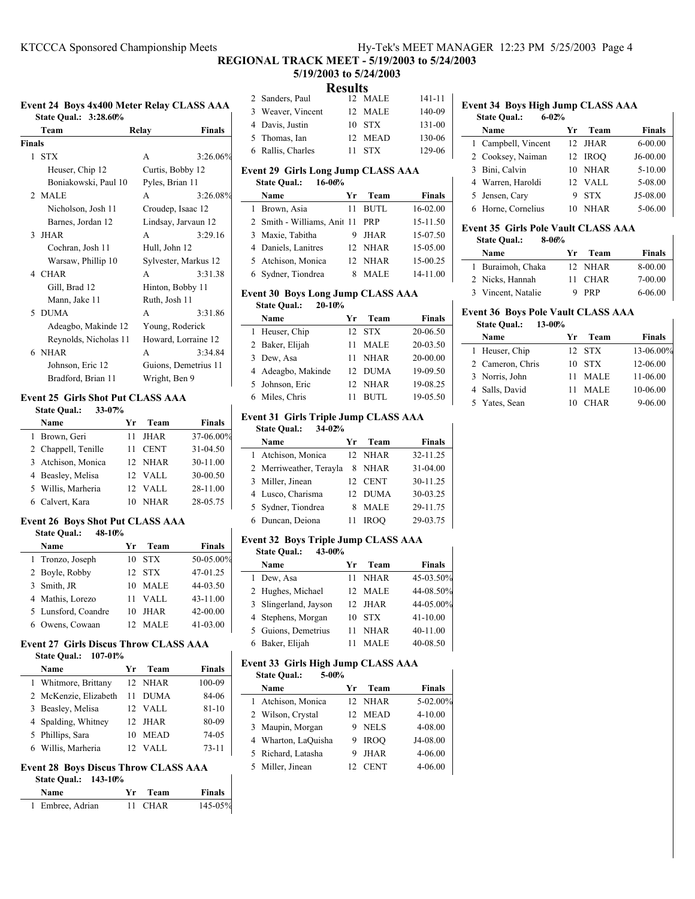## REGIONAL TRACK MEET - 5/19/2003 to 5/24/2003

### 5/19/2003 to 5/24/2003

### Results

**Event 24 Boys 4x400 Meter Relay CLASS AAA**

State Qual.: 3:28.60%

| Team | Relay | Finals |
|---|---|---|
| **Finals** | | |
| 1 STX | A | 3:26.06% |
| Heuser, Chip 12 | Curtis, Bobby 12 | |
| Boniakowski, Paul 10 | Pyles, Brian 11 | |
| 2 MALE | A | 3:26.08% |
| Nicholson, Josh 11 | Croudep, Isaac 12 | |
| Barnes, Jordan 12 | Lindsay, Jarvaun 12 | |
| 3 JHAR | A | 3:29.16 |
| Cochran, Josh 11 | Hull, John 12 | |
| Warsaw, Phillip 10 | Sylvester, Markus 12 | |
| 4 CHAR | A | 3:31.38 |
| Gill, Brad 12 | Hinton, Bobby 11 | |
| Mann, Jake 11 | Ruth, Josh 11 | |
| 5 DUMA | A | 3:31.86 |
| Adeagbo, Makinde 12 | Young, Roderick | |
| Reynolds, Nicholas 11 | Howard, Lorraine 12 | |
| 6 NHAR | A | 3:34.84 |
| Johnson, Eric 12 | Guions, Demetrius 11 | |
| Bradford, Brian 11 | Wright, Ben 9 | |

**Event 25 Girls Shot Put CLASS AAA**

State Qual.: 33-07%

| Name | Yr | Team | Finals |
|---|---|---|---|
| 1 Brown, Geri | 11 | JHAR | 37-06.00% |
| 2 Chappell, Tenille | 11 | CENT | 31-04.50 |
| 3 Atchison, Monica | 12 | NHAR | 30-11.00 |
| 4 Beasley, Melisa | 12 | VALL | 30-00.50 |
| 5 Willis, Marheria | 12 | VALL | 28-11.00 |
| 6 Calvert, Kara | 10 | NHAR | 28-05.75 |

**Event 26 Boys Shot Put CLASS AAA**

State Qual.: 48-10%

| Name | Yr | Team | Finals |
|---|---|---|---|
| 1 Tronzo, Joseph | 10 | STX | 50-05.00% |
| 2 Boyle, Robby | 12 | STX | 47-01.25 |
| 3 Smith, JR | 10 | MALE | 44-03.50 |
| 4 Mathis, Lorezo | 11 | VALL | 43-11.00 |
| 5 Lunsford, Coandre | 10 | JHAR | 42-00.00 |
| 6 Owens, Cowaan | 12 | MALE | 41-03.00 |

**Event 27 Girls Discus Throw CLASS AAA**

State Qual.: 107-01%

| Name | Yr | Team | Finals |
|---|---|---|---|
| 1 Whitmore, Brittany | 12 | NHAR | 100-09 |
| 2 McKenzie, Elizabeth | 11 | DUMA | 84-06 |
| 3 Beasley, Melisa | 12 | VALL | 81-10 |
| 4 Spalding, Whitney | 12 | JHAR | 80-09 |
| 5 Phillips, Sara | 10 | MEAD | 74-05 |
| 6 Willis, Marheria | 12 | VALL | 73-11 |

**Event 28 Boys Discus Throw CLASS AAA**

State Qual.: 143-10%

| Name | Yr | Team | Finals |
|---|---|---|---|
| 1 Embree, Adrian | 11 | CHAR | 145-05% |
| 2 Sanders, Paul | 12 | MALE | 141-11 |
| 3 Weaver, Vincent | 12 | MALE | 140-09 |
| 4 Davis, Justin | 10 | STX | 131-00 |
| 5 Thomas, Ian | 12 | MEAD | 130-06 |
| 6 Rallis, Charles | 11 | STX | 129-06 |

**Event 29 Girls Long Jump CLASS AAA**

State Qual.: 16-06%

| Name | Yr | Team | Finals |
|---|---|---|---|
| 1 Brown, Asia | 11 | BUTL | 16-02.00 |
| 2 Smith - Williams, Anit | 11 | PRP | 15-11.50 |
| 3 Maxie, Tabitha | 9 | JHAR | 15-07.50 |
| 4 Daniels, Lanitres | 12 | NHAR | 15-05.00 |
| 5 Atchison, Monica | 12 | NHAR | 15-00.25 |
| 6 Sydner, Tiondrea | 8 | MALE | 14-11.00 |

**Event 30 Boys Long Jump CLASS AAA**

State Qual.: 20-10%

| Name | Yr | Team | Finals |
|---|---|---|---|
| 1 Heuser, Chip | 12 | STX | 20-06.50 |
| 2 Baker, Elijah | 11 | MALE | 20-03.50 |
| 3 Dew, Asa | 11 | NHAR | 20-00.00 |
| 4 Adeagbo, Makinde | 12 | DUMA | 19-09.50 |
| 5 Johnson, Eric | 12 | NHAR | 19-08.25 |
| 6 Miles, Chris | 11 | BUTL | 19-05.50 |

**Event 31 Girls Triple Jump CLASS AAA**

State Qual.: 34-02%

| Name | Yr | Team | Finals |
|---|---|---|---|
| 1 Atchison, Monica | 12 | NHAR | 32-11.25 |
| 2 Merriweather, Terayla | 8 | NHAR | 31-04.00 |
| 3 Miller, Jinean | 12 | CENT | 30-11.25 |
| 4 Lusco, Charisma | 12 | DUMA | 30-03.25 |
| 5 Sydner, Tiondrea | 8 | MALE | 29-11.75 |
| 6 Duncan, Deiona | 11 | IROQ | 29-03.75 |

**Event 32 Boys Triple Jump CLASS AAA**

State Qual.: 43-00%

| Name | Yr | Team | Finals |
|---|---|---|---|
| 1 Dew, Asa | 11 | NHAR | 45-03.50% |
| 2 Hughes, Michael | 12 | MALE | 44-08.50% |
| 3 Slingerland, Jayson | 12 | JHAR | 44-05.00% |
| 4 Stephens, Morgan | 10 | STX | 41-10.00 |
| 5 Guions, Demetrius | 11 | NHAR | 40-11.00 |
| 6 Baker, Elijah | 11 | MALE | 40-08.50 |

**Event 33 Girls High Jump CLASS AAA**

State Qual.: 5-00%

| Name | Yr | Team | Finals |
|---|---|---|---|
| 1 Atchison, Monica | 12 | NHAR | 5-02.00% |
| 2 Wilson, Crystal | 12 | MEAD | 4-10.00 |
| 3 Maupin, Morgan | 9 | NELS | 4-08.00 |
| 4 Wharton, LaQuisha | 9 | IROQ | J4-08.00 |
| 5 Richard, Latasha | 9 | JHAR | 4-06.00 |
| 5 Miller, Jinean | 12 | CENT | 4-06.00 |

**Event 34 Boys High Jump CLASS AAA**

State Qual.: 6-02%

| Name | Yr | Team | Finals |
|---|---|---|---|
| 1 Campbell, Vincent | 12 | JHAR | 6-00.00 |
| 2 Cooksey, Naiman | 12 | IROQ | J6-00.00 |
| 3 Bini, Calvin | 10 | NHAR | 5-10.00 |
| 4 Warren, Haroldi | 12 | VALL | 5-08.00 |
| 5 Jensen, Cary | 9 | STX | J5-08.00 |
| 6 Horne, Cornelius | 10 | NHAR | 5-06.00 |

**Event 35 Girls Pole Vault CLASS AAA**

State Qual.: 8-06%

| Name | Yr | Team | Finals |
|---|---|---|---|
| 1 Buraimoh, Chaka | 12 | NHAR | 8-00.00 |
| 2 Nicks, Hannah | 11 | CHAR | 7-00.00 |
| 3 Vincent, Natalie | 9 | PRP | 6-06.00 |

**Event 36 Boys Pole Vault CLASS AAA**

State Qual.: 13-00%

| Name | Yr | Team | Finals |
|---|---|---|---|
| 1 Heuser, Chip | 12 | STX | 13-06.00% |
| 2 Cameron, Chris | 10 | STX | 12-06.00 |
| 3 Norris, John | 11 | MALE | 11-06.00 |
| 4 Salls, David | 11 | MALE | 10-06.00 |
| 5 Yates, Sean | 10 | CHAR | 9-06.00 |